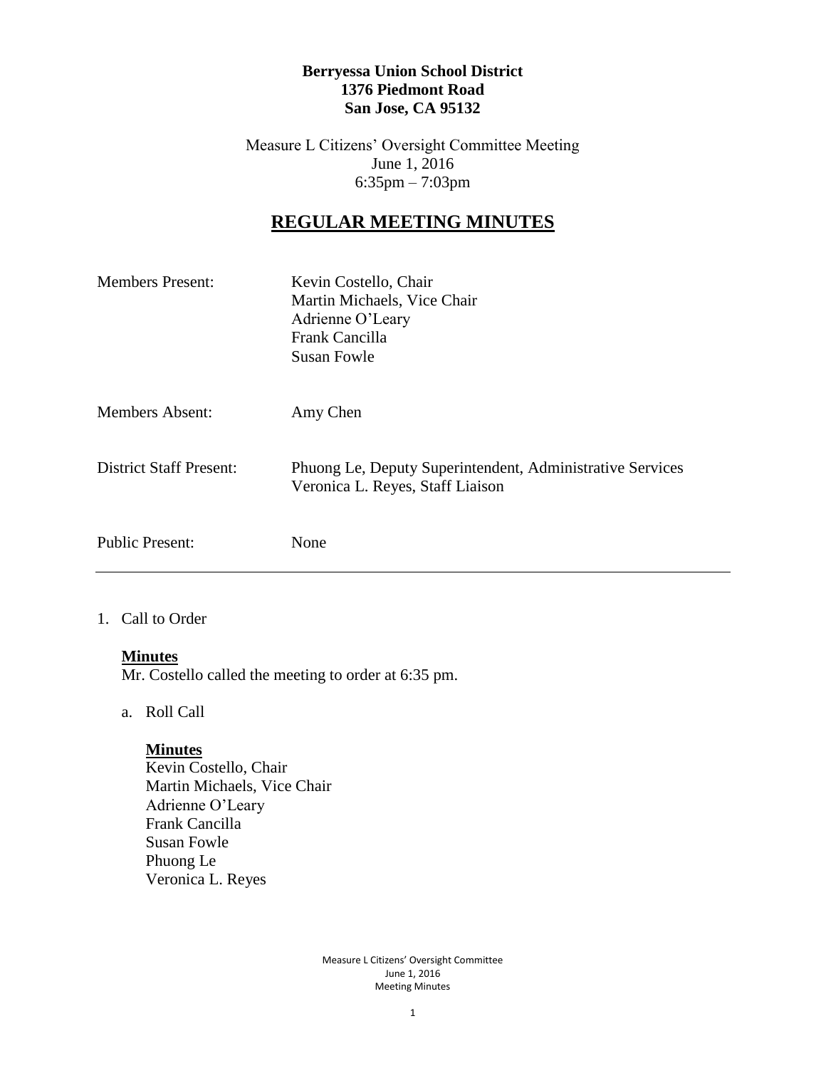**Berryessa Union School District**
**1376 Piedmont Road**
**San Jose, CA 95132**

Measure L Citizens' Oversight Committee Meeting
June 1, 2016
6:35pm – 7:03pm

# REGULAR MEETING MINUTES

| | |
|---|---|
| Members Present: | Kevin Costello, Chair<br>Martin Michaels, Vice Chair<br>Adrienne O'Leary<br>Frank Cancilla<br>Susan Fowle |
| Members Absent: | Amy Chen |
| District Staff Present: | Phuong Le, Deputy Superintendent, Administrative Services<br>Veronica L. Reyes, Staff Liaison |
| Public Present: | None |

---

1. Call to Order

   **Minutes**
   Mr. Costello called the meeting to order at 6:35 pm.

   a. Roll Call

      **Minutes**
      Kevin Costello, Chair
      Martin Michaels, Vice Chair
      Adrienne O'Leary
      Frank Cancilla
      Susan Fowle
      Phuong Le
      Veronica L. Reyes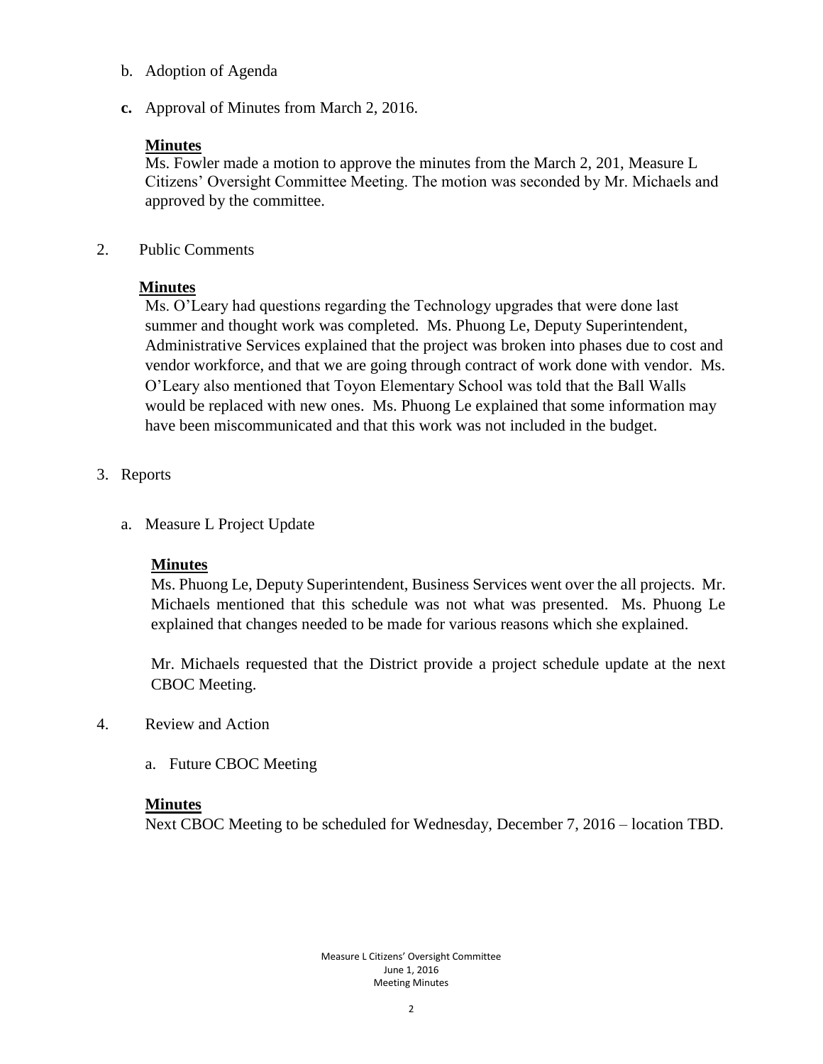b. Adoption of Agenda

**c.** Approval of Minutes from March 2, 2016.

**Minutes**
Ms. Fowler made a motion to approve the minutes from the March 2, 201, Measure L Citizens' Oversight Committee Meeting. The motion was seconded by Mr. Michaels and approved by the committee.

2. Public Comments

**Minutes**
Ms. O'Leary had questions regarding the Technology upgrades that were done last summer and thought work was completed. Ms. Phuong Le, Deputy Superintendent, Administrative Services explained that the project was broken into phases due to cost and vendor workforce, and that we are going through contract of work done with vendor. Ms. O'Leary also mentioned that Toyon Elementary School was told that the Ball Walls would be replaced with new ones. Ms. Phuong Le explained that some information may have been miscommunicated and that this work was not included in the budget.

3. Reports

a. Measure L Project Update

**Minutes**
Ms. Phuong Le, Deputy Superintendent, Business Services went over the all projects. Mr. Michaels mentioned that this schedule was not what was presented. Ms. Phuong Le explained that changes needed to be made for various reasons which she explained.

Mr. Michaels requested that the District provide a project schedule update at the next CBOC Meeting.

4. Review and Action

a. Future CBOC Meeting

**Minutes**
Next CBOC Meeting to be scheduled for Wednesday, December 7, 2016 – location TBD.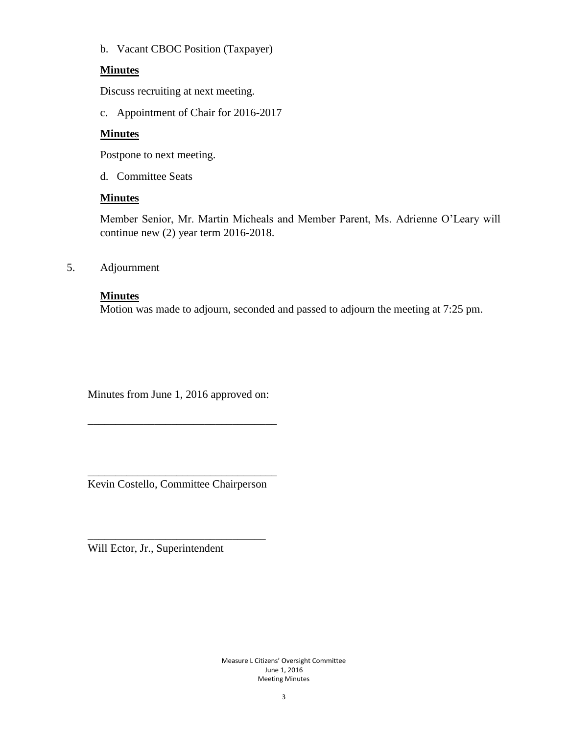b. Vacant CBOC Position (Taxpayer)

**Minutes**

Discuss recruiting at next meeting.

c. Appointment of Chair for 2016-2017

**Minutes**

Postpone to next meeting.

d. Committee Seats

**Minutes**

Member Senior, Mr. Martin Micheals and Member Parent, Ms. Adrienne O'Leary will continue new (2) year term 2016-2018.

5. Adjournment

**Minutes**

Motion was made to adjourn, seconded and passed to adjourn the meeting at 7:25 pm.

Minutes from June 1, 2016 approved on:

\_\_\_\_\_\_\_\_\_\_\_\_\_\_\_\_\_\_\_\_\_\_\_\_\_\_\_\_\_\_\_\_\_\_

\_\_\_\_\_\_\_\_\_\_\_\_\_\_\_\_\_\_\_\_\_\_\_\_\_\_\_\_\_\_\_\_\_\_

Kevin Costello, Committee Chairperson

\_\_\_\_\_\_\_\_\_\_\_\_\_\_\_\_\_\_\_\_\_\_\_\_\_\_\_\_\_\_\_\_\_

Will Ector, Jr., Superintendent